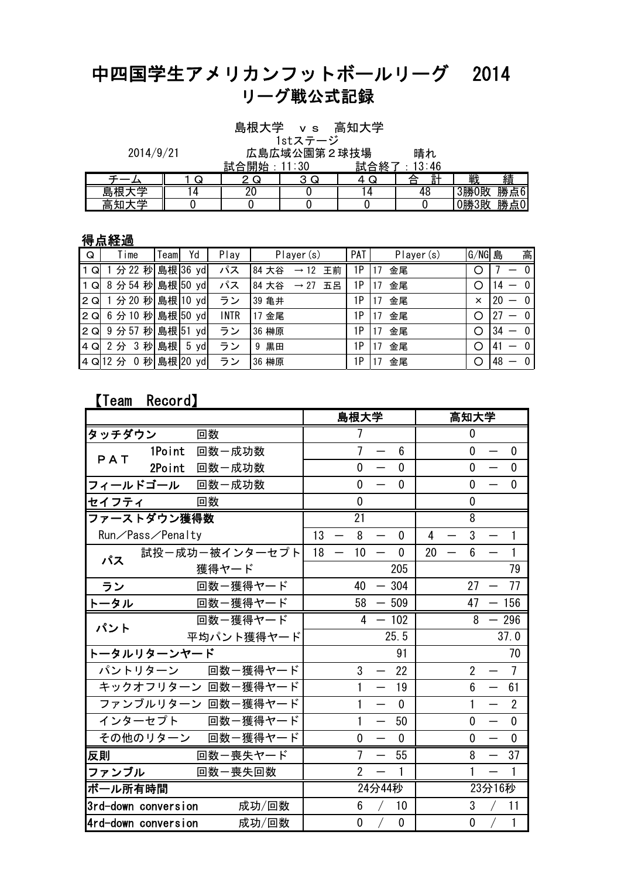# 中四国学生アメリカンフットボールリーグ　2014
# リーグ戦公式記録

島根大学　ｖｓ　高知大学

1stステージ

2014/9/21　　広島広域公園第２球技場　　晴れ

試合開始：11:30　　試合終了：13:46

| チーム | １Ｑ | ２Ｑ | ３Ｑ | ４Ｑ | 合　計 | 戦　　績 |
|---|---|---|---|---|---|---|
| 島根大学 | 14 | 20 | 0 | 14 | 48 | 3勝0敗　勝点6 |
| 高知大学 | 0 | 0 | 0 | 0 | 0 | 0勝3敗　勝点0 |

## 得点経過

| Q | Time | Team | Yd | Play | Player(s) | PAT | Player(s) | G/NG | 島　高 |
|---|---|---|---|---|---|---|---|---|---|
| １Q | １分 22 秒 | 島根 | 36 yd | パス | 84 大谷　→12　王前 | 1P | 17　金尾 | ○ | 7 － 0 |
| １Q | ８分 54 秒 | 島根 | 50 yd | パス | 84 大谷　→27　五呂 | 1P | 17　金尾 | ○ | 14 － 0 |
| ２Q | １分 20 秒 | 島根 | 10 yd | ラン | 39 亀井 | 1P | 17　金尾 | × | 20 － 0 |
| ２Q | ６分 10 秒 | 島根 | 50 yd | INTR | 17 金尾 | 1P | 17　金尾 | ○ | 27 － 0 |
| ２Q | ９分 57 秒 | 島根 | 51 yd | ラン | 36 榊原 | 1P | 17　金尾 | ○ | 34 － 0 |
| ４Q | ２分　3 秒 | 島根 | 5 yd | ラン | 9 黒田 | 1P | 17　金尾 | ○ | 41 － 0 |
| ４Q | 12 分　0 秒 | 島根 | 20 yd | ラン | 36 榊原 | 1P | 17　金尾 | ○ | 48 － 0 |

## 【Team　Record】

| | | 島根大学 | 高知大学 |
|---|---|---|---|
| タッチダウン | 回数 | 7 | 0 |
| ＰＡＴ　1Point | 回数－成功数 | 7 － 6 | 0 － 0 |
| ＰＡＴ　2Point | 回数－成功数 | 0 － 0 | 0 － 0 |
| フィールドゴール | 回数－成功数 | 0 － 0 | 0 － 0 |
| セイフティ | 回数 | 0 | 0 |
| ファーストダウン獲得数 | | 21 | 8 |
| Run／Pass／Penalty | | 13 － 8 － 0 | 4 － 3 － 1 |
| パス | 試投－成功－被インターセプト | 18 － 10 － 0 | 20 － 6 － 1 |
| パス | 獲得ヤード | 205 | 79 |
| ラン | 回数－獲得ヤード | 40 － 304 | 27 － 77 |
| トータル | 回数－獲得ヤード | 58 － 509 | 47 － 156 |
| パント | 回数－獲得ヤード | 4 － 102 | 8 － 296 |
| パント | 平均パント獲得ヤード | 25.5 | 37.0 |
| トータルリターンヤード | | 91 | 70 |
| パントリターン | 回数－獲得ヤード | 3 － 22 | 2 － 7 |
| キックオフリターン | 回数－獲得ヤード | 1 － 19 | 6 － 61 |
| ファンブルリターン | 回数－獲得ヤード | 1 － 0 | 1 － 2 |
| インターセプト | 回数－獲得ヤード | 1 － 50 | 0 － 0 |
| その他のリターン | 回数－獲得ヤード | 0 － 0 | 0 － 0 |
| 反則 | 回数－喪失ヤード | 7 － 55 | 8 － 37 |
| ファンブル | 回数－喪失回数 | 2 － 1 | 1 － 1 |
| ボール所有時間 | | 24分44秒 | 23分16秒 |
| 3rd-down conversion | 成功/回数 | 6 / 10 | 3 / 11 |
| 4rd-down conversion | 成功/回数 | 0 / 0 | 0 / 1 |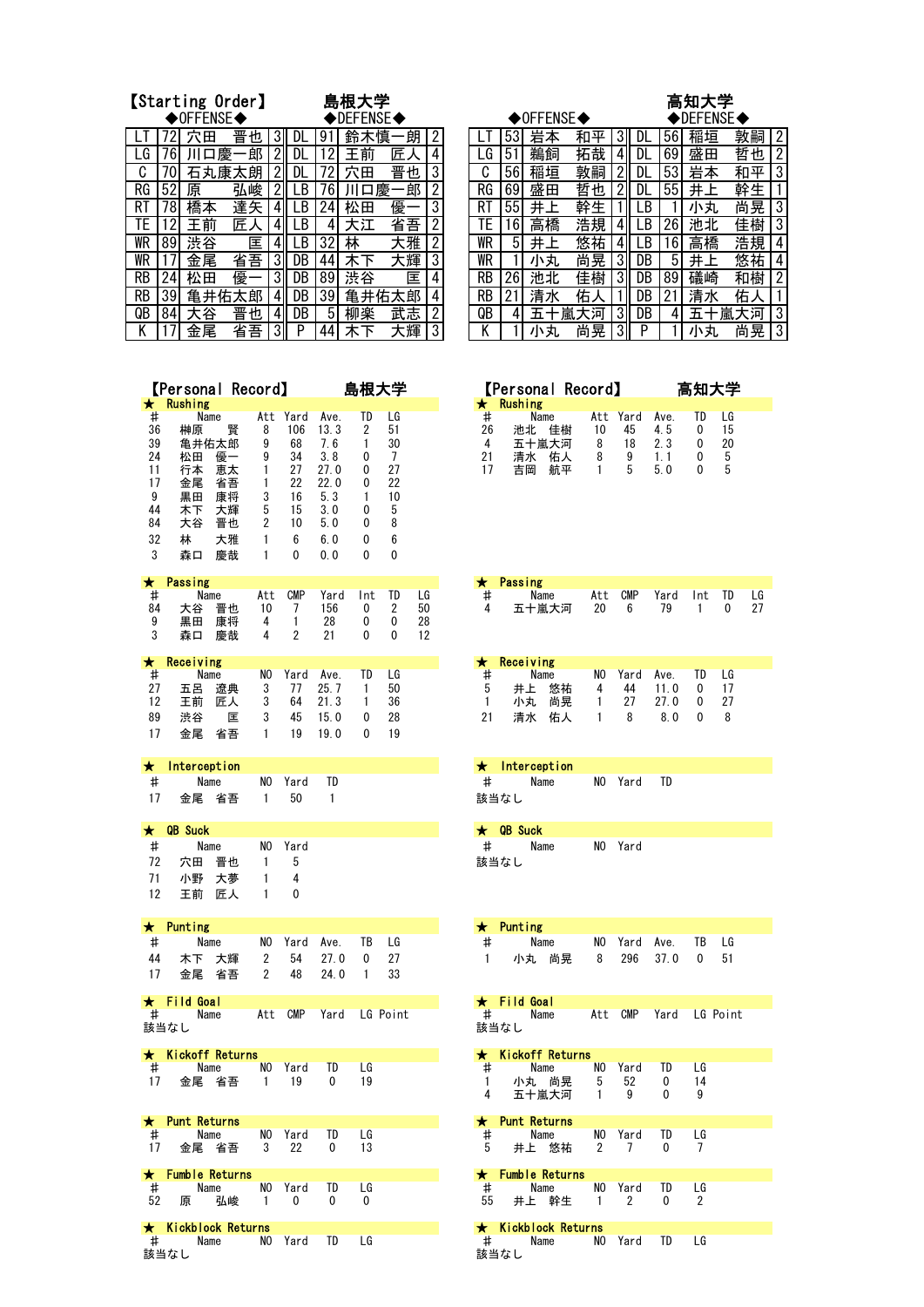## 【Starting Order】

### 島根大学

| ◆OFFENSE◆ | | | | ◆DEFENSE◆ | | | |
|---|---|---|---|---|---|---|---|
| LT | 72 | 穴田　晋也 | 3 | DL | 91 | 鈴木慎一朗 | 2 |
| LG | 76 | 川口慶一郎 | 2 | DL | 12 | 王前　匠人 | 4 |
| C | 70 | 石丸康太朗 | 2 | DL | 72 | 穴田　晋也 | 3 |
| RG | 52 | 原　弘峻 | 2 | LB | 76 | 川口慶一郎 | 2 |
| RT | 78 | 橋本　達矢 | 4 | LB | 24 | 松田　優一 | 3 |
| TE | 12 | 王前　匠人 | 4 | LB | 4 | 大江　省吾 | 2 |
| WR | 89 | 渋谷　匡 | 4 | LB | 32 | 林　大雅 | 2 |
| WR | 17 | 金尾　省吾 | 3 | DB | 44 | 木下　大輝 | 3 |
| RB | 24 | 松田　優一 | 3 | DB | 89 | 渋谷　匡 | 4 |
| RB | 39 | 亀井佑太郎 | 4 | DB | 39 | 亀井佑太郎 | 4 |
| QB | 84 | 大谷　晋也 | 4 | DB | 5 | 柳楽　武志 | 2 |
| K | 17 | 金尾　省吾 | 3 | P | 44 | 木下　大輝 | 3 |

### 高知大学

| ◆OFFENSE◆ | | | | ◆DEFENSE◆ | | | |
|---|---|---|---|---|---|---|---|
| LT | 53 | 岩本　和平 | 3 | DL | 56 | 稲垣　敦嗣 | 2 |
| LG | 51 | 鵜飼　拓哉 | 4 | DL | 69 | 盛田　哲也 | 2 |
| C | 56 | 稲垣　敦嗣 | 2 | DL | 53 | 岩本　和平 | 3 |
| RG | 69 | 盛田　哲也 | 2 | DL | 55 | 井上　幹生 | 1 |
| RT | 55 | 井上　幹生 | 1 | LB | 1 | 小丸　尚晃 | 3 |
| TE | 16 | 高橋　浩規 | 4 | LB | 26 | 池北　佳樹 | 3 |
| WR | 5 | 井上　悠祐 | 4 | LB | 16 | 高橋　浩規 | 4 |
| WR | 1 | 小丸　尚晃 | 3 | DB | 5 | 井上　悠祐 | 4 |
| RB | 26 | 池北　佳樹 | 3 | DB | 89 | 礒崎　和樹 | 2 |
| RB | 21 | 清水　佑人 | 1 | DB | 21 | 清水　佑人 | 1 |
| QB | 4 | 五十嵐大河 | 3 | DB | 4 | 五十嵐大河 | 3 |
| K | 1 | 小丸　尚晃 | 3 | P | 1 | 小丸　尚晃 | 3 |

## 【Personal Record】　島根大学

**★ Rushing**

| # | Name | Att | Yard | Ave. | TD | LG |
|---|---|---|---|---|---|---|
| 36 | 榊原　賢 | 8 | 106 | 13.3 | 2 | 51 |
| 39 | 亀井佑太郎 | 9 | 68 | 7.6 | 1 | 30 |
| 24 | 松田　優一 | 9 | 34 | 3.8 | 0 | 7 |
| 11 | 行本　恵太 | 1 | 27 | 27.0 | 0 | 27 |
| 17 | 金尾　省吾 | 1 | 22 | 22.0 | 0 | 22 |
| 9 | 黒田　康将 | 3 | 16 | 5.3 | 1 | 10 |
| 44 | 木下　大輝 | 5 | 15 | 3.0 | 0 | 5 |
| 84 | 大谷　晋也 | 2 | 10 | 5.0 | 0 | 8 |
| 32 | 林　大雅 | 1 | 6 | 6.0 | 0 | 6 |
| 3 | 森口　慶哉 | 1 | 0 | 0.0 | 0 | 0 |

**★ Passing**

| # | Name | Att | CMP | Yard | Int | TD | LG |
|---|---|---|---|---|---|---|---|
| 84 | 大谷　晋也 | 10 | 7 | 156 | 0 | 2 | 50 |
| 9 | 黒田　康将 | 4 | 1 | 28 | 0 | 0 | 28 |
| 3 | 森口　慶哉 | 4 | 2 | 21 | 0 | 0 | 12 |

**★ Receiving**

| # | Name | NO | Yard | Ave. | TD | LG |
|---|---|---|---|---|---|---|
| 27 | 五呂　遼典 | 3 | 77 | 25.7 | 1 | 50 |
| 12 | 王前　匠人 | 3 | 64 | 21.3 | 1 | 36 |
| 89 | 渋谷　匡 | 3 | 45 | 15.0 | 0 | 28 |
| 17 | 金尾　省吾 | 1 | 19 | 19.0 | 0 | 19 |

**★ Interception**

| # | Name | NO | Yard | TD |
|---|---|---|---|---|
| 17 | 金尾　省吾 | 1 | 50 | 1 |

**★ QB Suck**

| # | Name | NO | Yard |
|---|---|---|---|
| 72 | 穴田　晋也 | 1 | 5 |
| 71 | 小野　大夢 | 1 | 4 |
| 12 | 王前　匠人 | 1 | 0 |

**★ Punting**

| # | Name | NO | Yard | Ave. | TB | LG |
|---|---|---|---|---|---|---|
| 44 | 木下　大輝 | 2 | 54 | 27.0 | 0 | 27 |
| 17 | 金尾　省吾 | 2 | 48 | 24.0 | 1 | 33 |

**★ Fild Goal**

| # | Name | Att | CMP | Yard | LG | Point |
|---|---|---|---|---|---|---|

該当なし

**★ Kickoff Returns**

| # | Name | NO | Yard | TD | LG |
|---|---|---|---|---|---|
| 17 | 金尾　省吾 | 1 | 19 | 0 | 19 |

**★ Punt Returns**

| # | Name | NO | Yard | TD | LG |
|---|---|---|---|---|---|
| 17 | 金尾　省吾 | 3 | 22 | 0 | 13 |

**★ Fumble Returns**

| # | Name | NO | Yard | TD | LG |
|---|---|---|---|---|---|
| 52 | 原　弘峻 | 1 | 0 | 0 | 0 |

**★ Kickblock Returns**

| # | Name | NO | Yard | TD | LG |
|---|---|---|---|---|---|

該当なし

## 【Personal Record】　高知大学

**★ Rushing**

| # | Name | Att | Yard | Ave. | TD | LG |
|---|---|---|---|---|---|---|
| 26 | 池北　佳樹 | 10 | 45 | 4.5 | 0 | 15 |
| 4 | 五十嵐大河 | 8 | 18 | 2.3 | 0 | 20 |
| 21 | 清水　佑人 | 8 | 9 | 1.1 | 0 | 5 |
| 17 | 吉岡　航平 | 1 | 5 | 5.0 | 0 | 5 |

**★ Passing**

| # | Name | Att | CMP | Yard | Int | TD | LG |
|---|---|---|---|---|---|---|---|
| 4 | 五十嵐大河 | 20 | 6 | 79 | 1 | 0 | 27 |

**★ Receiving**

| # | Name | NO | Yard | Ave. | TD | LG |
|---|---|---|---|---|---|---|
| 5 | 井上　悠祐 | 4 | 44 | 11.0 | 0 | 17 |
| 1 | 小丸　尚晃 | 1 | 27 | 27.0 | 0 | 27 |
| 21 | 清水　佑人 | 1 | 8 | 8.0 | 0 | 8 |

**★ Interception**

| # | Name | NO | Yard | TD |
|---|---|---|---|---|

該当なし

**★ QB Suck**

| # | Name | NO | Yard |
|---|---|---|---|

該当なし

**★ Punting**

| # | Name | NO | Yard | Ave. | TB | LG |
|---|---|---|---|---|---|---|
| 1 | 小丸　尚晃 | 8 | 296 | 37.0 | 0 | 51 |

**★ Fild Goal**

| # | Name | Att | CMP | Yard | LG | Point |
|---|---|---|---|---|---|---|

該当なし

**★ Kickoff Returns**

| # | Name | NO | Yard | TD | LG |
|---|---|---|---|---|---|
| 1 | 小丸　尚晃 | 5 | 52 | 0 | 14 |
| 4 | 五十嵐大河 | 1 | 9 | 0 | 9 |

**★ Punt Returns**

| # | Name | NO | Yard | TD | LG |
|---|---|---|---|---|---|
| 5 | 井上　悠祐 | 2 | 7 | 0 | 7 |

**★ Fumble Returns**

| # | Name | NO | Yard | TD | LG |
|---|---|---|---|---|---|
| 55 | 井上　幹生 | 1 | 2 | 0 | 2 |

**★ Kickblock Returns**

| # | Name | NO | Yard | TD | LG |
|---|---|---|---|---|---|

該当なし